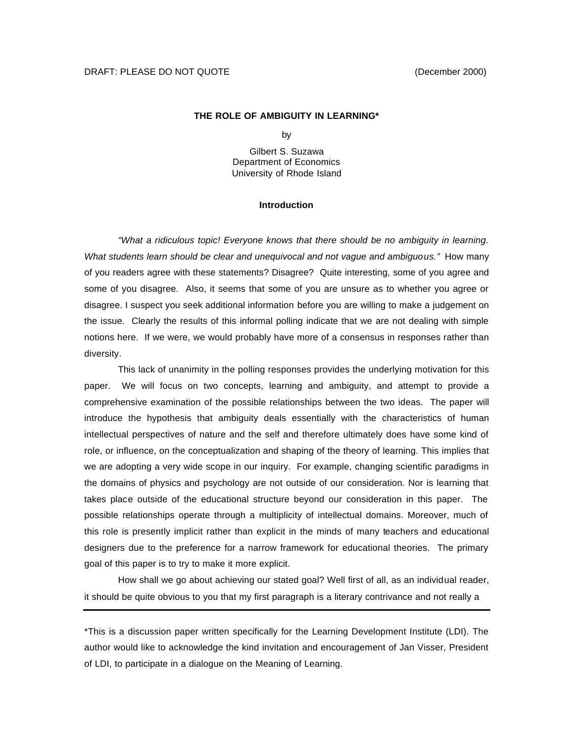DRAFT: PLEASE DO NOT QUOTE (December 2000)

# THE ROLE OF AMBIGUITY IN LEARNING*

by

Gilbert S. Suzawa
Department of Economics
University of Rhode Island

## Introduction

*"What a ridiculous topic! Everyone knows that there should be no ambiguity in learning. What students learn should be clear and unequivocal and not vague and ambiguous."* How many of you readers agree with these statements? Disagree? Quite interesting, some of you agree and some of you disagree. Also, it seems that some of you are unsure as to whether you agree or disagree. I suspect you seek additional information before you are willing to make a judgement on the issue. Clearly the results of this informal polling indicate that we are not dealing with simple notions here. If we were, we would probably have more of a consensus in responses rather than diversity.

This lack of unanimity in the polling responses provides the underlying motivation for this paper. We will focus on two concepts, learning and ambiguity, and attempt to provide a comprehensive examination of the possible relationships between the two ideas. The paper will introduce the hypothesis that ambiguity deals essentially with the characteristics of human intellectual perspectives of nature and the self and therefore ultimately does have some kind of role, or influence, on the conceptualization and shaping of the theory of learning. This implies that we are adopting a very wide scope in our inquiry. For example, changing scientific paradigms in the domains of physics and psychology are not outside of our consideration. Nor is learning that takes place outside of the educational structure beyond our consideration in this paper. The possible relationships operate through a multiplicity of intellectual domains. Moreover, much of this role is presently implicit rather than explicit in the minds of many teachers and educational designers due to the preference for a narrow framework for educational theories. The primary goal of this paper is to try to make it more explicit.

How shall we go about achieving our stated goal? Well first of all, as an individual reader, it should be quite obvious to you that my first paragraph is a literary contrivance and not really a

---

*This is a discussion paper written specifically for the Learning Development Institute (LDI). The author would like to acknowledge the kind invitation and encouragement of Jan Visser, President of LDI, to participate in a dialogue on the Meaning of Learning.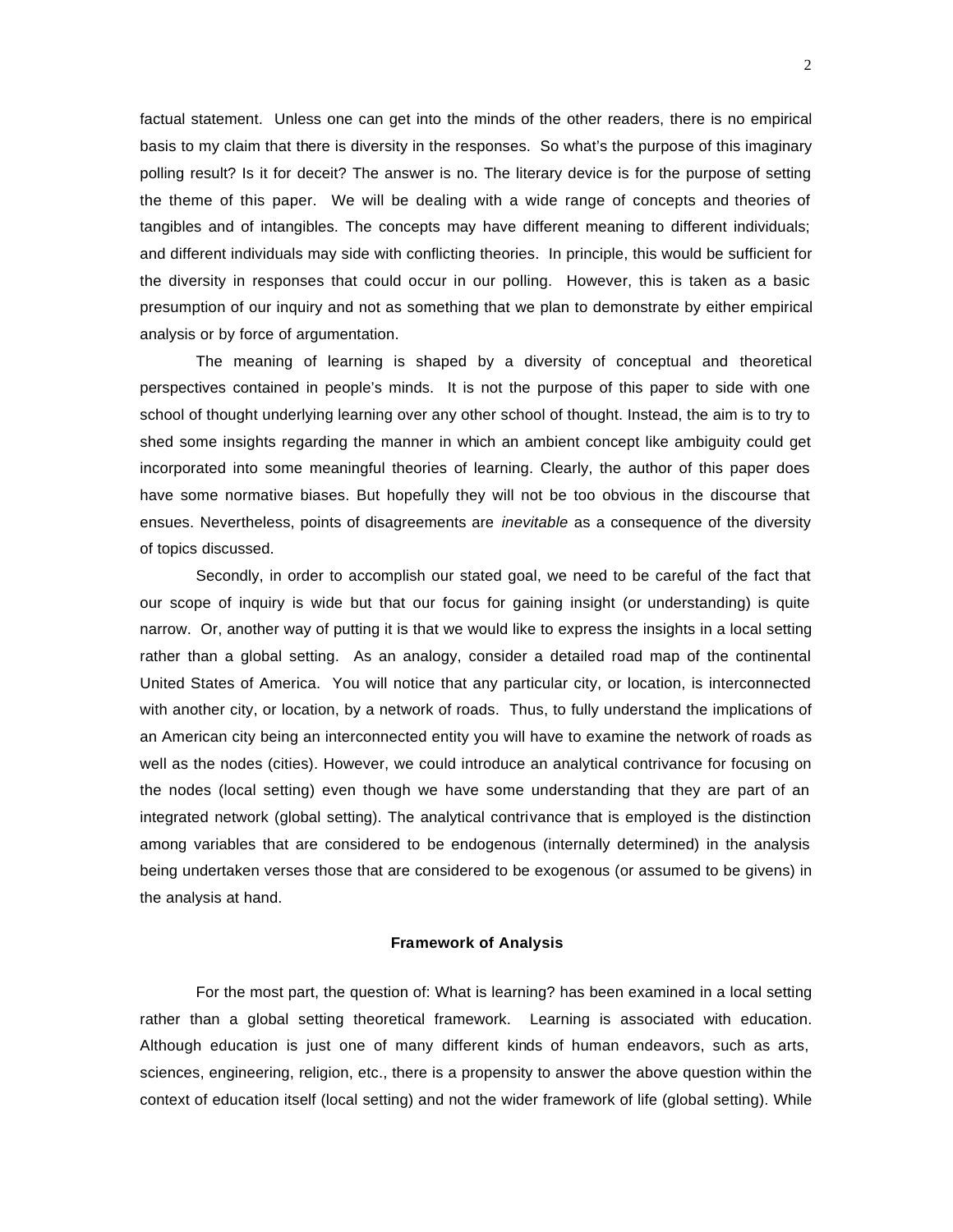factual statement. Unless one can get into the minds of the other readers, there is no empirical basis to my claim that there is diversity in the responses. So what's the purpose of this imaginary polling result? Is it for deceit? The answer is no. The literary device is for the purpose of setting the theme of this paper. We will be dealing with a wide range of concepts and theories of tangibles and of intangibles. The concepts may have different meaning to different individuals; and different individuals may side with conflicting theories. In principle, this would be sufficient for the diversity in responses that could occur in our polling. However, this is taken as a basic presumption of our inquiry and not as something that we plan to demonstrate by either empirical analysis or by force of argumentation.

The meaning of learning is shaped by a diversity of conceptual and theoretical perspectives contained in people's minds. It is not the purpose of this paper to side with one school of thought underlying learning over any other school of thought. Instead, the aim is to try to shed some insights regarding the manner in which an ambient concept like ambiguity could get incorporated into some meaningful theories of learning. Clearly, the author of this paper does have some normative biases. But hopefully they will not be too obvious in the discourse that ensues. Nevertheless, points of disagreements are *inevitable* as a consequence of the diversity of topics discussed.

Secondly, in order to accomplish our stated goal, we need to be careful of the fact that our scope of inquiry is wide but that our focus for gaining insight (or understanding) is quite narrow. Or, another way of putting it is that we would like to express the insights in a local setting rather than a global setting. As an analogy, consider a detailed road map of the continental United States of America. You will notice that any particular city, or location, is interconnected with another city, or location, by a network of roads. Thus, to fully understand the implications of an American city being an interconnected entity you will have to examine the network of roads as well as the nodes (cities). However, we could introduce an analytical contrivance for focusing on the nodes (local setting) even though we have some understanding that they are part of an integrated network (global setting). The analytical contrivance that is employed is the distinction among variables that are considered to be endogenous (internally determined) in the analysis being undertaken verses those that are considered to be exogenous (or assumed to be givens) in the analysis at hand.

### Framework of Analysis

For the most part, the question of: What is learning? has been examined in a local setting rather than a global setting theoretical framework. Learning is associated with education. Although education is just one of many different kinds of human endeavors, such as arts, sciences, engineering, religion, etc., there is a propensity to answer the above question within the context of education itself (local setting) and not the wider framework of life (global setting). While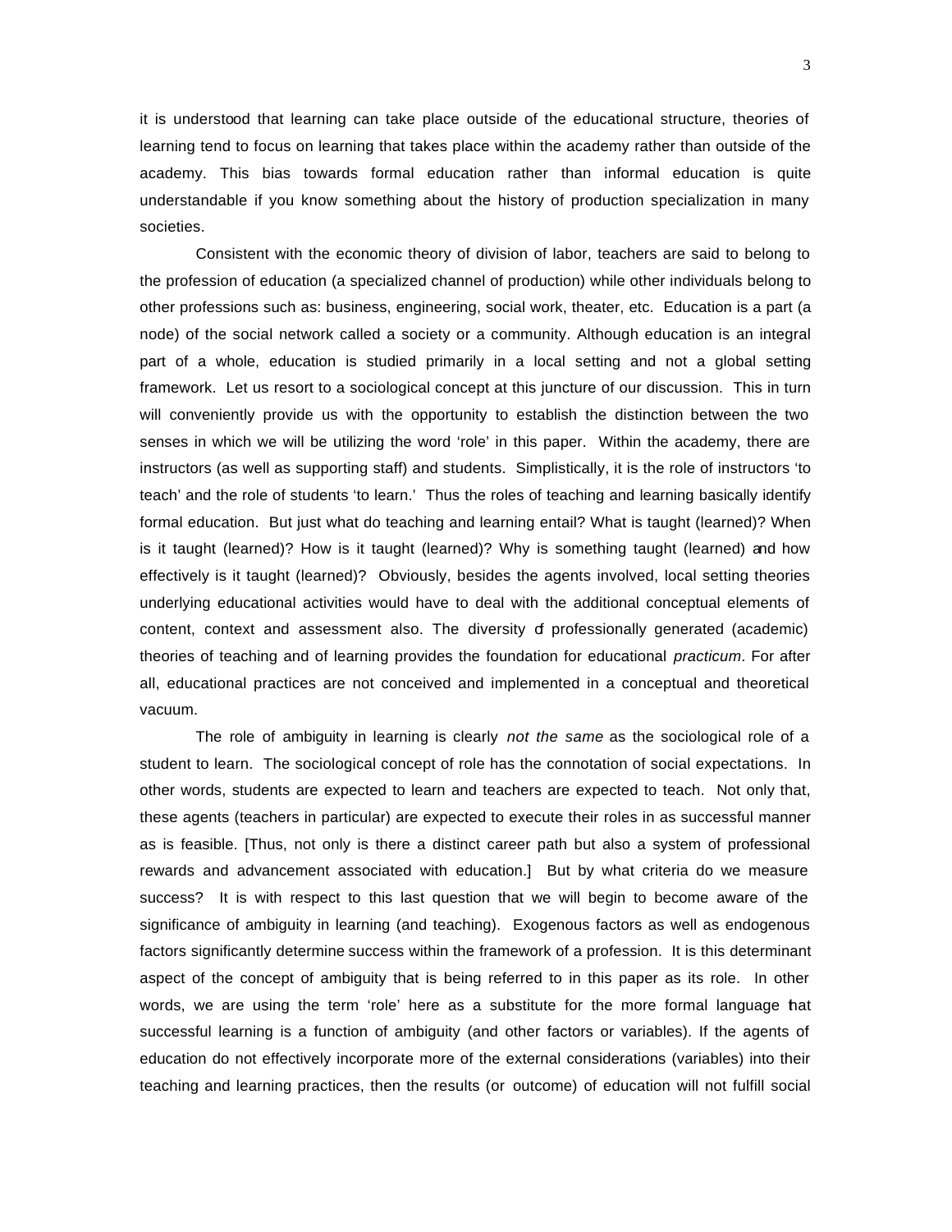it is understood that learning can take place outside of the educational structure, theories of learning tend to focus on learning that takes place within the academy rather than outside of the academy. This bias towards formal education rather than informal education is quite understandable if you know something about the history of production specialization in many societies.

Consistent with the economic theory of division of labor, teachers are said to belong to the profession of education (a specialized channel of production) while other individuals belong to other professions such as: business, engineering, social work, theater, etc. Education is a part (a node) of the social network called a society or a community. Although education is an integral part of a whole, education is studied primarily in a local setting and not a global setting framework. Let us resort to a sociological concept at this juncture of our discussion. This in turn will conveniently provide us with the opportunity to establish the distinction between the two senses in which we will be utilizing the word 'role' in this paper. Within the academy, there are instructors (as well as supporting staff) and students. Simplistically, it is the role of instructors 'to teach' and the role of students 'to learn.' Thus the roles of teaching and learning basically identify formal education. But just what do teaching and learning entail? What is taught (learned)? When is it taught (learned)? How is it taught (learned)? Why is something taught (learned) and how effectively is it taught (learned)? Obviously, besides the agents involved, local setting theories underlying educational activities would have to deal with the additional conceptual elements of content, context and assessment also. The diversity of professionally generated (academic) theories of teaching and of learning provides the foundation for educational *practicum*. For after all, educational practices are not conceived and implemented in a conceptual and theoretical vacuum.

The role of ambiguity in learning is clearly *not the same* as the sociological role of a student to learn. The sociological concept of role has the connotation of social expectations. In other words, students are expected to learn and teachers are expected to teach. Not only that, these agents (teachers in particular) are expected to execute their roles in as successful manner as is feasible. [Thus, not only is there a distinct career path but also a system of professional rewards and advancement associated with education.] But by what criteria do we measure success? It is with respect to this last question that we will begin to become aware of the significance of ambiguity in learning (and teaching). Exogenous factors as well as endogenous factors significantly determine success within the framework of a profession. It is this determinant aspect of the concept of ambiguity that is being referred to in this paper as its role. In other words, we are using the term 'role' here as a substitute for the more formal language that successful learning is a function of ambiguity (and other factors or variables). If the agents of education do not effectively incorporate more of the external considerations (variables) into their teaching and learning practices, then the results (or outcome) of education will not fulfill social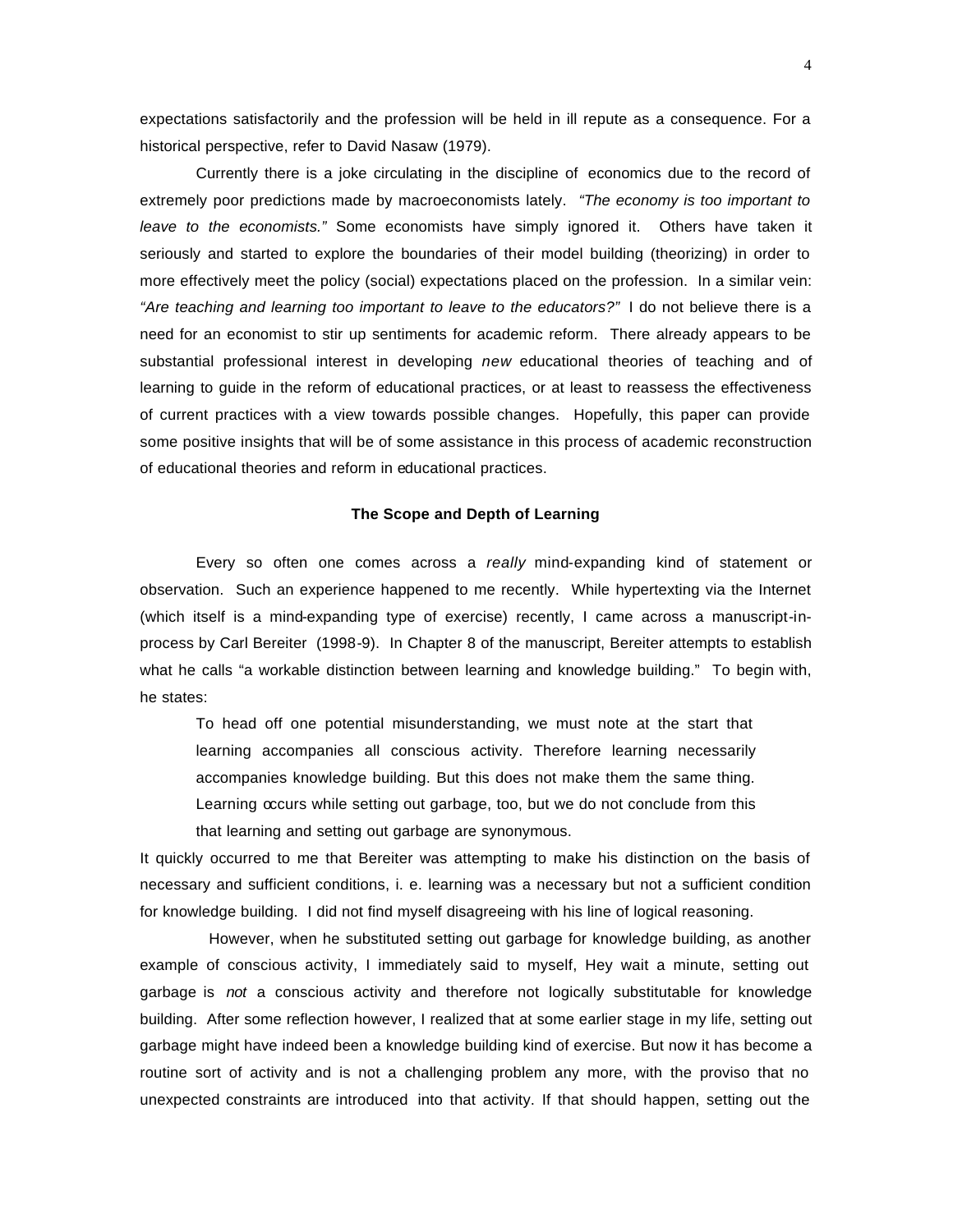expectations satisfactorily and the profession will be held in ill repute as a consequence. For a historical perspective, refer to David Nasaw (1979).

Currently there is a joke circulating in the discipline of economics due to the record of extremely poor predictions made by macroeconomists lately. *"The economy is too important to leave to the economists."* Some economists have simply ignored it. Others have taken it seriously and started to explore the boundaries of their model building (theorizing) in order to more effectively meet the policy (social) expectations placed on the profession. In a similar vein: *"Are teaching and learning too important to leave to the educators?"* I do not believe there is a need for an economist to stir up sentiments for academic reform. There already appears to be substantial professional interest in developing *new* educational theories of teaching and of learning to guide in the reform of educational practices, or at least to reassess the effectiveness of current practices with a view towards possible changes. Hopefully, this paper can provide some positive insights that will be of some assistance in this process of academic reconstruction of educational theories and reform in educational practices.

### The Scope and Depth of Learning

Every so often one comes across a *really* mind-expanding kind of statement or observation. Such an experience happened to me recently. While hypertexting via the Internet (which itself is a mind-expanding type of exercise) recently, I came across a manuscript-in-process by Carl Bereiter (1998-9). In Chapter 8 of the manuscript, Bereiter attempts to establish what he calls "a workable distinction between learning and knowledge building." To begin with, he states:

> To head off one potential misunderstanding, we must note at the start that learning accompanies all conscious activity. Therefore learning necessarily accompanies knowledge building. But this does not make them the same thing. Learning occurs while setting out garbage, too, but we do not conclude from this that learning and setting out garbage are synonymous.

It quickly occurred to me that Bereiter was attempting to make his distinction on the basis of necessary and sufficient conditions, i. e. learning was a necessary but not a sufficient condition for knowledge building. I did not find myself disagreeing with his line of logical reasoning.

However, when he substituted setting out garbage for knowledge building, as another example of conscious activity, I immediately said to myself, Hey wait a minute, setting out garbage is *not* a conscious activity and therefore not logically substitutable for knowledge building. After some reflection however, I realized that at some earlier stage in my life, setting out garbage might have indeed been a knowledge building kind of exercise. But now it has become a routine sort of activity and is not a challenging problem any more, with the proviso that no unexpected constraints are introduced into that activity. If that should happen, setting out the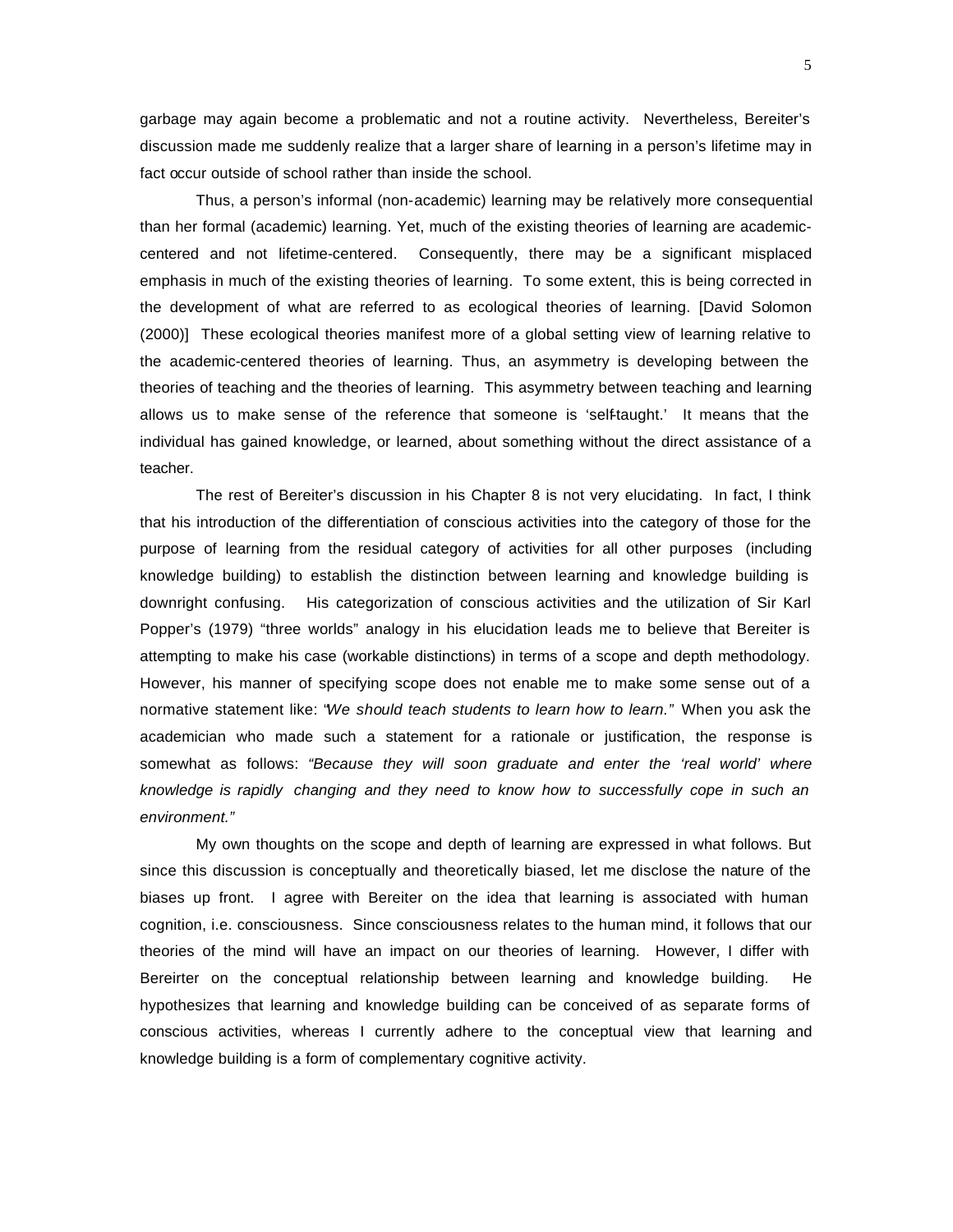garbage may again become a problematic and not a routine activity. Nevertheless, Bereiter's discussion made me suddenly realize that a larger share of learning in a person's lifetime may in fact occur outside of school rather than inside the school.

Thus, a person's informal (non-academic) learning may be relatively more consequential than her formal (academic) learning. Yet, much of the existing theories of learning are academic-centered and not lifetime-centered. Consequently, there may be a significant misplaced emphasis in much of the existing theories of learning. To some extent, this is being corrected in the development of what are referred to as ecological theories of learning. [David Solomon (2000)] These ecological theories manifest more of a global setting view of learning relative to the academic-centered theories of learning. Thus, an asymmetry is developing between the theories of teaching and the theories of learning. This asymmetry between teaching and learning allows us to make sense of the reference that someone is 'self-taught.' It means that the individual has gained knowledge, or learned, about something without the direct assistance of a teacher.

The rest of Bereiter's discussion in his Chapter 8 is not very elucidating. In fact, I think that his introduction of the differentiation of conscious activities into the category of those for the purpose of learning from the residual category of activities for all other purposes (including knowledge building) to establish the distinction between learning and knowledge building is downright confusing. His categorization of conscious activities and the utilization of Sir Karl Popper's (1979) "three worlds" analogy in his elucidation leads me to believe that Bereiter is attempting to make his case (workable distinctions) in terms of a scope and depth methodology. However, his manner of specifying scope does not enable me to make some sense out of a normative statement like: *"We should teach students to learn how to learn."* When you ask the academician who made such a statement for a rationale or justification, the response is somewhat as follows: *"Because they will soon graduate and enter the 'real world' where knowledge is rapidly changing and they need to know how to successfully cope in such an environment."*

My own thoughts on the scope and depth of learning are expressed in what follows. But since this discussion is conceptually and theoretically biased, let me disclose the nature of the biases up front. I agree with Bereiter on the idea that learning is associated with human cognition, i.e. consciousness. Since consciousness relates to the human mind, it follows that our theories of the mind will have an impact on our theories of learning. However, I differ with Bereirter on the conceptual relationship between learning and knowledge building. He hypothesizes that learning and knowledge building can be conceived of as separate forms of conscious activities, whereas I currently adhere to the conceptual view that learning and knowledge building is a form of complementary cognitive activity.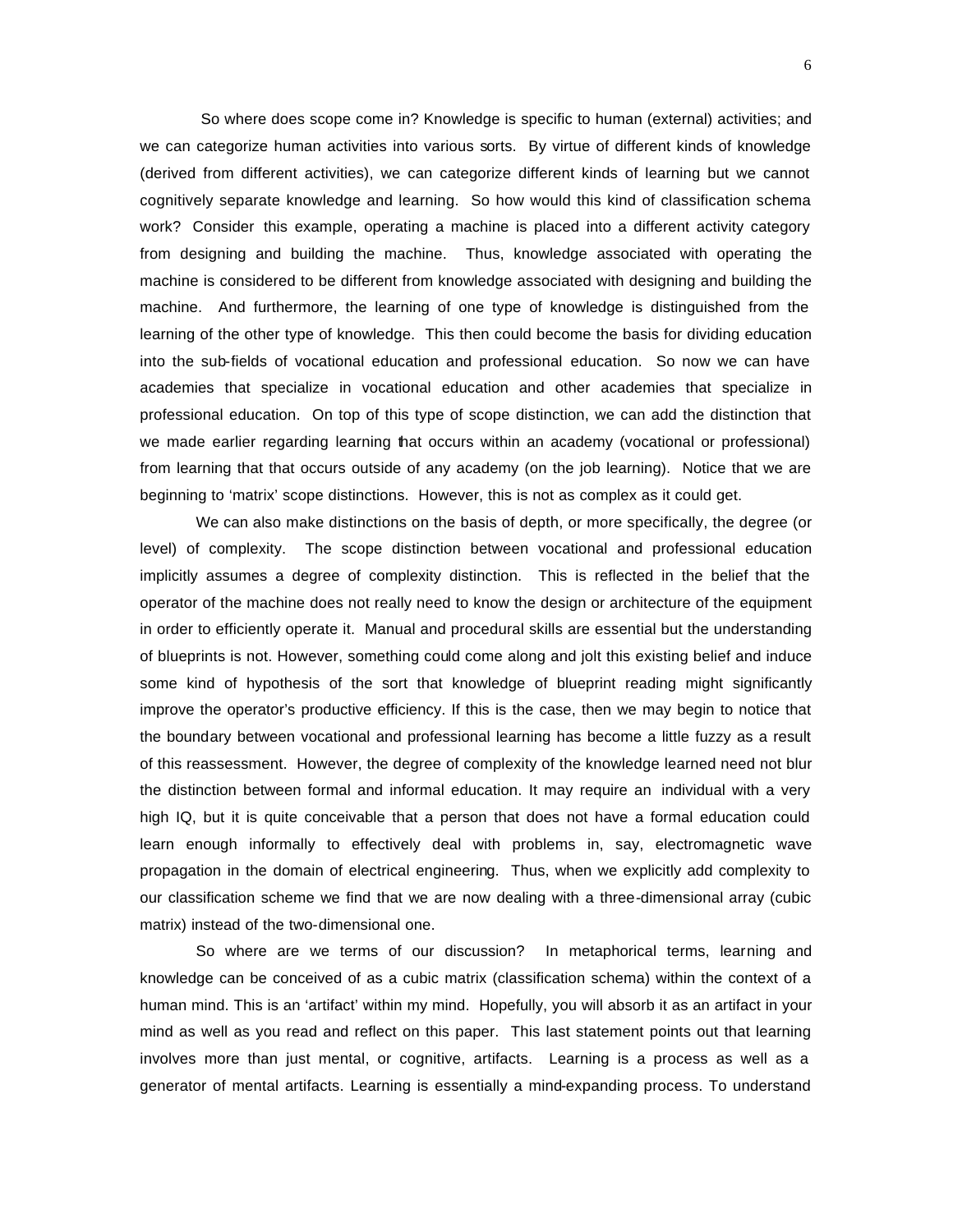So where does scope come in? Knowledge is specific to human (external) activities; and we can categorize human activities into various sorts. By virtue of different kinds of knowledge (derived from different activities), we can categorize different kinds of learning but we cannot cognitively separate knowledge and learning. So how would this kind of classification schema work? Consider this example, operating a machine is placed into a different activity category from designing and building the machine. Thus, knowledge associated with operating the machine is considered to be different from knowledge associated with designing and building the machine. And furthermore, the learning of one type of knowledge is distinguished from the learning of the other type of knowledge. This then could become the basis for dividing education into the sub-fields of vocational education and professional education. So now we can have academies that specialize in vocational education and other academies that specialize in professional education. On top of this type of scope distinction, we can add the distinction that we made earlier regarding learning that occurs within an academy (vocational or professional) from learning that that occurs outside of any academy (on the job learning). Notice that we are beginning to 'matrix' scope distinctions. However, this is not as complex as it could get.

We can also make distinctions on the basis of depth, or more specifically, the degree (or level) of complexity. The scope distinction between vocational and professional education implicitly assumes a degree of complexity distinction. This is reflected in the belief that the operator of the machine does not really need to know the design or architecture of the equipment in order to efficiently operate it. Manual and procedural skills are essential but the understanding of blueprints is not. However, something could come along and jolt this existing belief and induce some kind of hypothesis of the sort that knowledge of blueprint reading might significantly improve the operator's productive efficiency. If this is the case, then we may begin to notice that the boundary between vocational and professional learning has become a little fuzzy as a result of this reassessment. However, the degree of complexity of the knowledge learned need not blur the distinction between formal and informal education. It may require an individual with a very high IQ, but it is quite conceivable that a person that does not have a formal education could learn enough informally to effectively deal with problems in, say, electromagnetic wave propagation in the domain of electrical engineering. Thus, when we explicitly add complexity to our classification scheme we find that we are now dealing with a three-dimensional array (cubic matrix) instead of the two-dimensional one.

So where are we terms of our discussion? In metaphorical terms, learning and knowledge can be conceived of as a cubic matrix (classification schema) within the context of a human mind. This is an 'artifact' within my mind. Hopefully, you will absorb it as an artifact in your mind as well as you read and reflect on this paper. This last statement points out that learning involves more than just mental, or cognitive, artifacts. Learning is a process as well as a generator of mental artifacts. Learning is essentially a mind-expanding process. To understand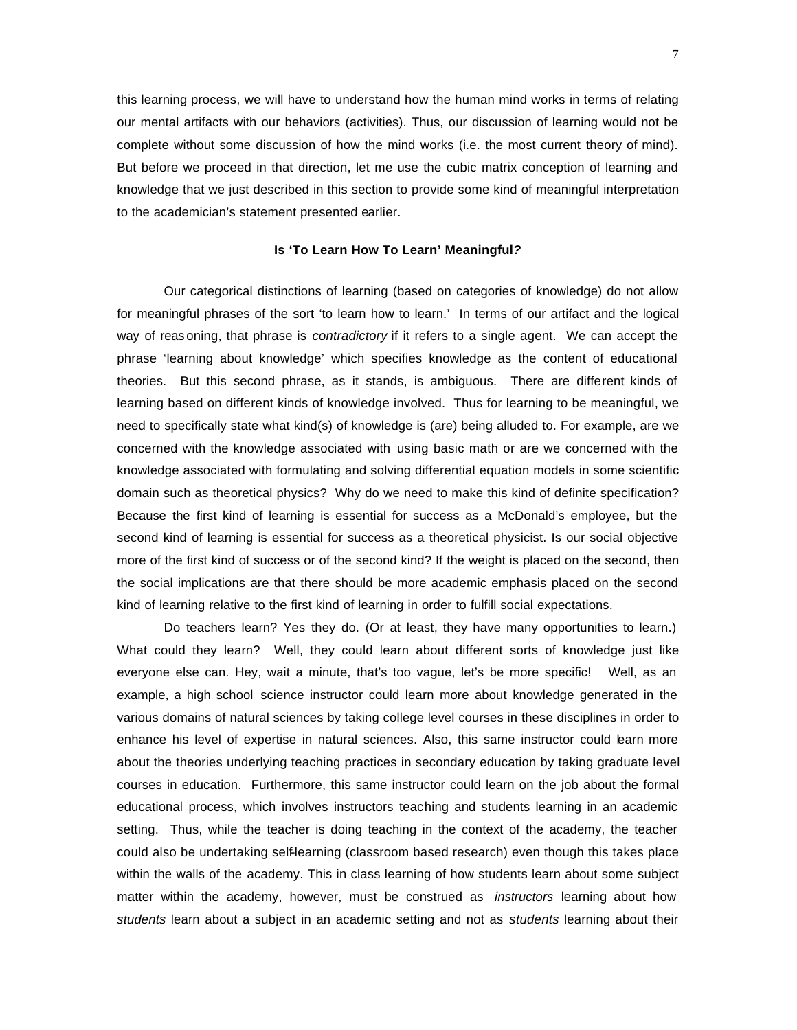this learning process, we will have to understand how the human mind works in terms of relating our mental artifacts with our behaviors (activities). Thus, our discussion of learning would not be complete without some discussion of how the mind works (i.e. the most current theory of mind). But before we proceed in that direction, let me use the cubic matrix conception of learning and knowledge that we just described in this section to provide some kind of meaningful interpretation to the academician's statement presented earlier.

### Is 'To Learn How To Learn' Meaningful*?*

Our categorical distinctions of learning (based on categories of knowledge) do not allow for meaningful phrases of the sort 'to learn how to learn.' In terms of our artifact and the logical way of reasoning, that phrase is *contradictory* if it refers to a single agent. We can accept the phrase 'learning about knowledge' which specifies knowledge as the content of educational theories. But this second phrase, as it stands, is ambiguous. There are different kinds of learning based on different kinds of knowledge involved. Thus for learning to be meaningful, we need to specifically state what kind(s) of knowledge is (are) being alluded to. For example, are we concerned with the knowledge associated with using basic math or are we concerned with the knowledge associated with formulating and solving differential equation models in some scientific domain such as theoretical physics? Why do we need to make this kind of definite specification? Because the first kind of learning is essential for success as a McDonald's employee, but the second kind of learning is essential for success as a theoretical physicist. Is our social objective more of the first kind of success or of the second kind? If the weight is placed on the second, then the social implications are that there should be more academic emphasis placed on the second kind of learning relative to the first kind of learning in order to fulfill social expectations.

Do teachers learn? Yes they do. (Or at least, they have many opportunities to learn.) What could they learn? Well, they could learn about different sorts of knowledge just like everyone else can. Hey, wait a minute, that's too vague, let's be more specific! Well, as an example, a high school science instructor could learn more about knowledge generated in the various domains of natural sciences by taking college level courses in these disciplines in order to enhance his level of expertise in natural sciences. Also, this same instructor could learn more about the theories underlying teaching practices in secondary education by taking graduate level courses in education. Furthermore, this same instructor could learn on the job about the formal educational process, which involves instructors teaching and students learning in an academic setting. Thus, while the teacher is doing teaching in the context of the academy, the teacher could also be undertaking self-learning (classroom based research) even though this takes place within the walls of the academy. This in class learning of how students learn about some subject matter within the academy, however, must be construed as *instructors* learning about how *students* learn about a subject in an academic setting and not as *students* learning about their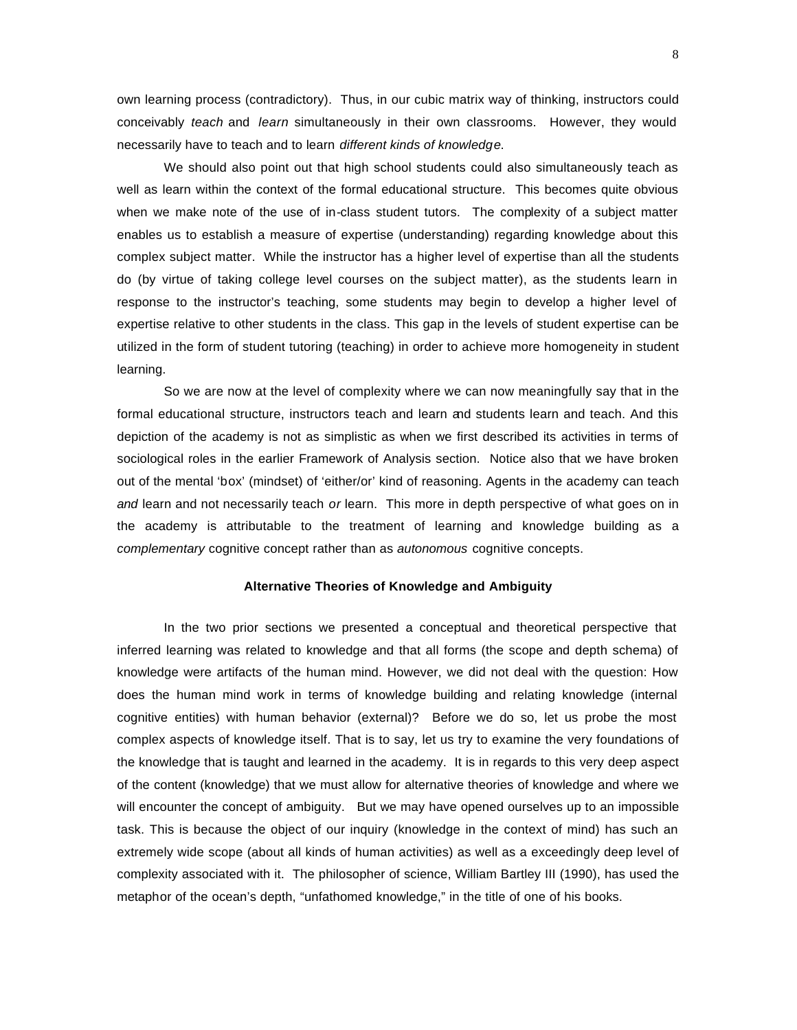own learning process (contradictory). Thus, in our cubic matrix way of thinking, instructors could conceivably *teach* and *learn* simultaneously in their own classrooms. However, they would necessarily have to teach and to learn *different kinds of knowledge*.

We should also point out that high school students could also simultaneously teach as well as learn within the context of the formal educational structure. This becomes quite obvious when we make note of the use of in-class student tutors. The complexity of a subject matter enables us to establish a measure of expertise (understanding) regarding knowledge about this complex subject matter. While the instructor has a higher level of expertise than all the students do (by virtue of taking college level courses on the subject matter), as the students learn in response to the instructor's teaching, some students may begin to develop a higher level of expertise relative to other students in the class. This gap in the levels of student expertise can be utilized in the form of student tutoring (teaching) in order to achieve more homogeneity in student learning.

So we are now at the level of complexity where we can now meaningfully say that in the formal educational structure, instructors teach and learn and students learn and teach. And this depiction of the academy is not as simplistic as when we first described its activities in terms of sociological roles in the earlier Framework of Analysis section. Notice also that we have broken out of the mental 'box' (mindset) of 'either/or' kind of reasoning. Agents in the academy can teach *and* learn and not necessarily teach *or* learn. This more in depth perspective of what goes on in the academy is attributable to the treatment of learning and knowledge building as a *complementary* cognitive concept rather than as *autonomous* cognitive concepts.

## Alternative Theories of Knowledge and Ambiguity

In the two prior sections we presented a conceptual and theoretical perspective that inferred learning was related to knowledge and that all forms (the scope and depth schema) of knowledge were artifacts of the human mind. However, we did not deal with the question: How does the human mind work in terms of knowledge building and relating knowledge (internal cognitive entities) with human behavior (external)? Before we do so, let us probe the most complex aspects of knowledge itself. That is to say, let us try to examine the very foundations of the knowledge that is taught and learned in the academy. It is in regards to this very deep aspect of the content (knowledge) that we must allow for alternative theories of knowledge and where we will encounter the concept of ambiguity. But we may have opened ourselves up to an impossible task. This is because the object of our inquiry (knowledge in the context of mind) has such an extremely wide scope (about all kinds of human activities) as well as a exceedingly deep level of complexity associated with it. The philosopher of science, William Bartley III (1990), has used the metaphor of the ocean's depth, "unfathomed knowledge," in the title of one of his books.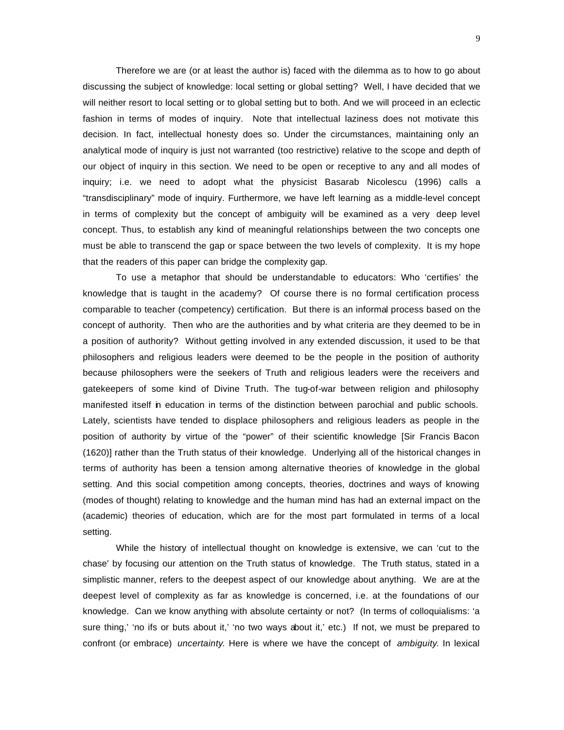Therefore we are (or at least the author is) faced with the dilemma as to how to go about discussing the subject of knowledge: local setting or global setting? Well, I have decided that we will neither resort to local setting or to global setting but to both. And we will proceed in an eclectic fashion in terms of modes of inquiry. Note that intellectual laziness does not motivate this decision. In fact, intellectual honesty does so. Under the circumstances, maintaining only an analytical mode of inquiry is just not warranted (too restrictive) relative to the scope and depth of our object of inquiry in this section. We need to be open or receptive to any and all modes of inquiry; i.e. we need to adopt what the physicist Basarab Nicolescu (1996) calls a "transdisciplinary" mode of inquiry. Furthermore, we have left learning as a middle-level concept in terms of complexity but the concept of ambiguity will be examined as a very deep level concept. Thus, to establish any kind of meaningful relationships between the two concepts one must be able to transcend the gap or space between the two levels of complexity. It is my hope that the readers of this paper can bridge the complexity gap.

To use a metaphor that should be understandable to educators: Who 'certifies' the knowledge that is taught in the academy? Of course there is no formal certification process comparable to teacher (competency) certification. But there is an informal process based on the concept of authority. Then who are the authorities and by what criteria are they deemed to be in a position of authority? Without getting involved in any extended discussion, it used to be that philosophers and religious leaders were deemed to be the people in the position of authority because philosophers were the seekers of Truth and religious leaders were the receivers and gatekeepers of some kind of Divine Truth. The tug-of-war between religion and philosophy manifested itself in education in terms of the distinction between parochial and public schools. Lately, scientists have tended to displace philosophers and religious leaders as people in the position of authority by virtue of the "power" of their scientific knowledge [Sir Francis Bacon (1620)] rather than the Truth status of their knowledge. Underlying all of the historical changes in terms of authority has been a tension among alternative theories of knowledge in the global setting. And this social competition among concepts, theories, doctrines and ways of knowing (modes of thought) relating to knowledge and the human mind has had an external impact on the (academic) theories of education, which are for the most part formulated in terms of a local setting.

While the history of intellectual thought on knowledge is extensive, we can 'cut to the chase' by focusing our attention on the Truth status of knowledge. The Truth status, stated in a simplistic manner, refers to the deepest aspect of our knowledge about anything. We are at the deepest level of complexity as far as knowledge is concerned, i.e. at the foundations of our knowledge. Can we know anything with absolute certainty or not? (In terms of colloquialisms: 'a sure thing,' 'no ifs or buts about it,' 'no two ways about it,' etc.) If not, we must be prepared to confront (or embrace) *uncertainty*. Here is where we have the concept of *ambiguity*. In lexical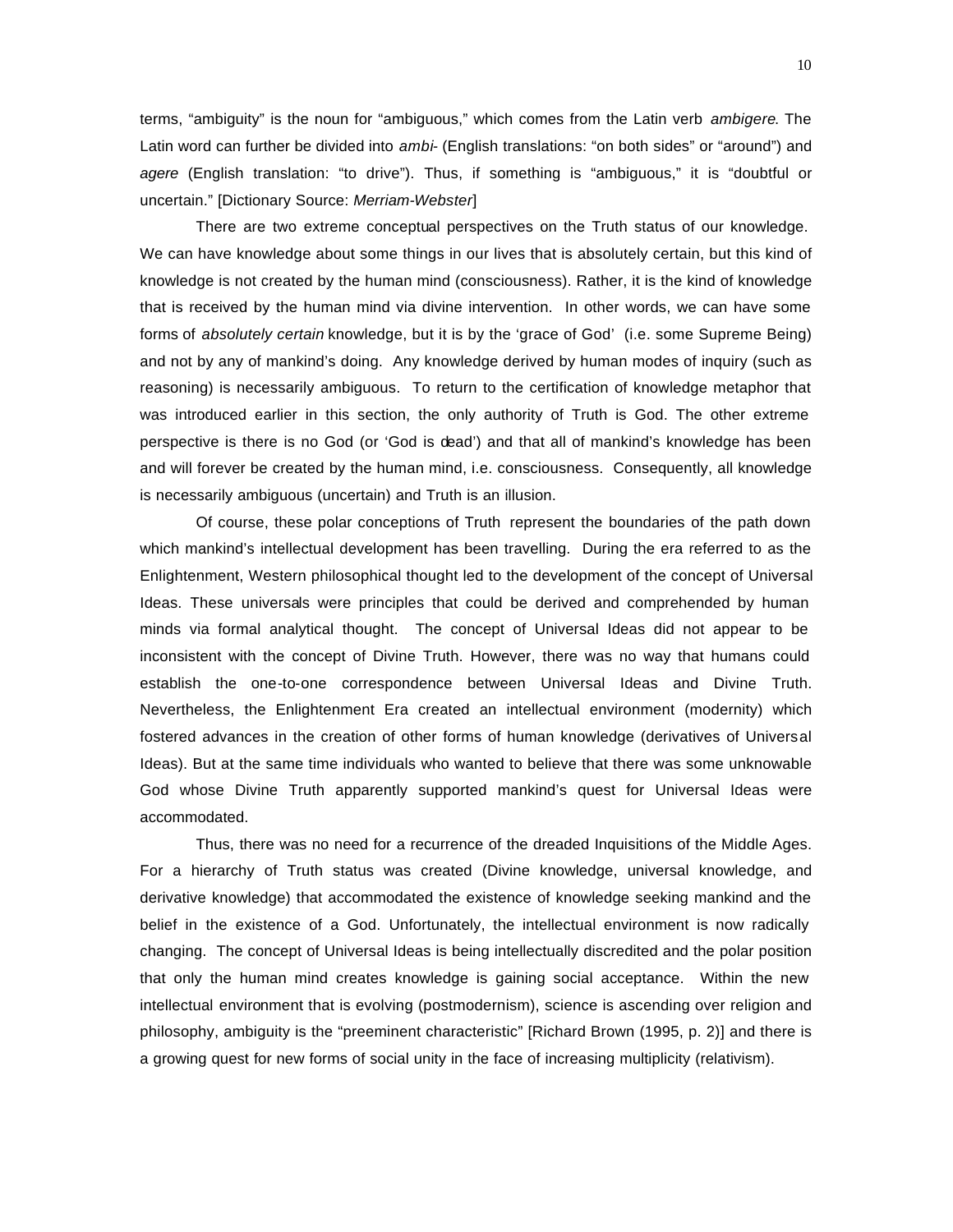terms, "ambiguity" is the noun for "ambiguous," which comes from the Latin verb *ambigere*. The Latin word can further be divided into *ambi-* (English translations: "on both sides" or "around") and *agere* (English translation: "to drive"). Thus, if something is "ambiguous," it is "doubtful or uncertain." [Dictionary Source: *Merriam-Webster*]

There are two extreme conceptual perspectives on the Truth status of our knowledge. We can have knowledge about some things in our lives that is absolutely certain, but this kind of knowledge is not created by the human mind (consciousness). Rather, it is the kind of knowledge that is received by the human mind via divine intervention. In other words, we can have some forms of *absolutely certain* knowledge, but it is by the 'grace of God' (i.e. some Supreme Being) and not by any of mankind's doing. Any knowledge derived by human modes of inquiry (such as reasoning) is necessarily ambiguous. To return to the certification of knowledge metaphor that was introduced earlier in this section, the only authority of Truth is God. The other extreme perspective is there is no God (or 'God is dead') and that all of mankind's knowledge has been and will forever be created by the human mind, i.e. consciousness. Consequently, all knowledge is necessarily ambiguous (uncertain) and Truth is an illusion.

Of course, these polar conceptions of Truth represent the boundaries of the path down which mankind's intellectual development has been travelling. During the era referred to as the Enlightenment, Western philosophical thought led to the development of the concept of Universal Ideas. These universals were principles that could be derived and comprehended by human minds via formal analytical thought. The concept of Universal Ideas did not appear to be inconsistent with the concept of Divine Truth. However, there was no way that humans could establish the one-to-one correspondence between Universal Ideas and Divine Truth. Nevertheless, the Enlightenment Era created an intellectual environment (modernity) which fostered advances in the creation of other forms of human knowledge (derivatives of Universal Ideas). But at the same time individuals who wanted to believe that there was some unknowable God whose Divine Truth apparently supported mankind's quest for Universal Ideas were accommodated.

Thus, there was no need for a recurrence of the dreaded Inquisitions of the Middle Ages. For a hierarchy of Truth status was created (Divine knowledge, universal knowledge, and derivative knowledge) that accommodated the existence of knowledge seeking mankind and the belief in the existence of a God. Unfortunately, the intellectual environment is now radically changing. The concept of Universal Ideas is being intellectually discredited and the polar position that only the human mind creates knowledge is gaining social acceptance. Within the new intellectual environment that is evolving (postmodernism), science is ascending over religion and philosophy, ambiguity is the "preeminent characteristic" [Richard Brown (1995, p. 2)] and there is a growing quest for new forms of social unity in the face of increasing multiplicity (relativism).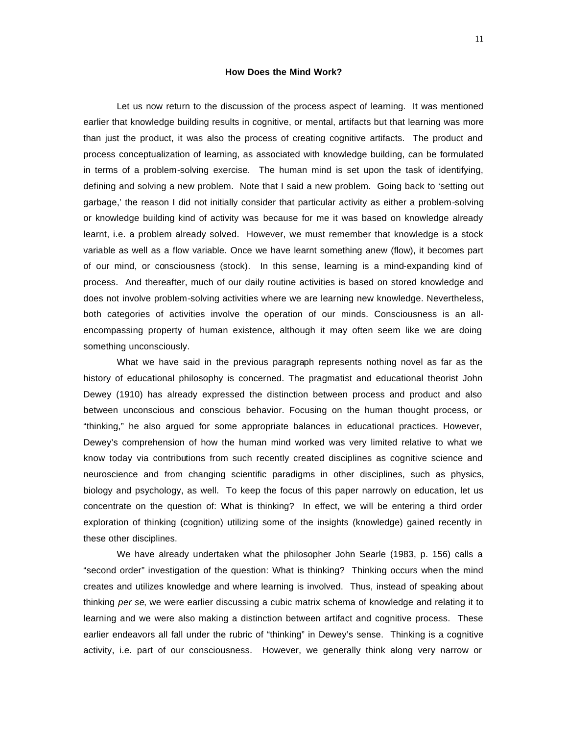## How Does the Mind Work?

Let us now return to the discussion of the process aspect of learning. It was mentioned earlier that knowledge building results in cognitive, or mental, artifacts but that learning was more than just the product, it was also the process of creating cognitive artifacts. The product and process conceptualization of learning, as associated with knowledge building, can be formulated in terms of a problem-solving exercise. The human mind is set upon the task of identifying, defining and solving a new problem. Note that I said a new problem. Going back to 'setting out garbage,' the reason I did not initially consider that particular activity as either a problem-solving or knowledge building kind of activity was because for me it was based on knowledge already learnt, i.e. a problem already solved. However, we must remember that knowledge is a stock variable as well as a flow variable. Once we have learnt something anew (flow), it becomes part of our mind, or consciousness (stock). In this sense, learning is a mind-expanding kind of process. And thereafter, much of our daily routine activities is based on stored knowledge and does not involve problem-solving activities where we are learning new knowledge. Nevertheless, both categories of activities involve the operation of our minds. Consciousness is an all-encompassing property of human existence, although it may often seem like we are doing something unconsciously.

What we have said in the previous paragraph represents nothing novel as far as the history of educational philosophy is concerned. The pragmatist and educational theorist John Dewey (1910) has already expressed the distinction between process and product and also between unconscious and conscious behavior. Focusing on the human thought process, or "thinking," he also argued for some appropriate balances in educational practices. However, Dewey's comprehension of how the human mind worked was very limited relative to what we know today via contributions from such recently created disciplines as cognitive science and neuroscience and from changing scientific paradigms in other disciplines, such as physics, biology and psychology, as well. To keep the focus of this paper narrowly on education, let us concentrate on the question of: What is thinking? In effect, we will be entering a third order exploration of thinking (cognition) utilizing some of the insights (knowledge) gained recently in these other disciplines.

We have already undertaken what the philosopher John Searle (1983, p. 156) calls a "second order" investigation of the question: What is thinking? Thinking occurs when the mind creates and utilizes knowledge and where learning is involved. Thus, instead of speaking about thinking *per se*, we were earlier discussing a cubic matrix schema of knowledge and relating it to learning and we were also making a distinction between artifact and cognitive process. These earlier endeavors all fall under the rubric of "thinking" in Dewey's sense. Thinking is a cognitive activity, i.e. part of our consciousness. However, we generally think along very narrow or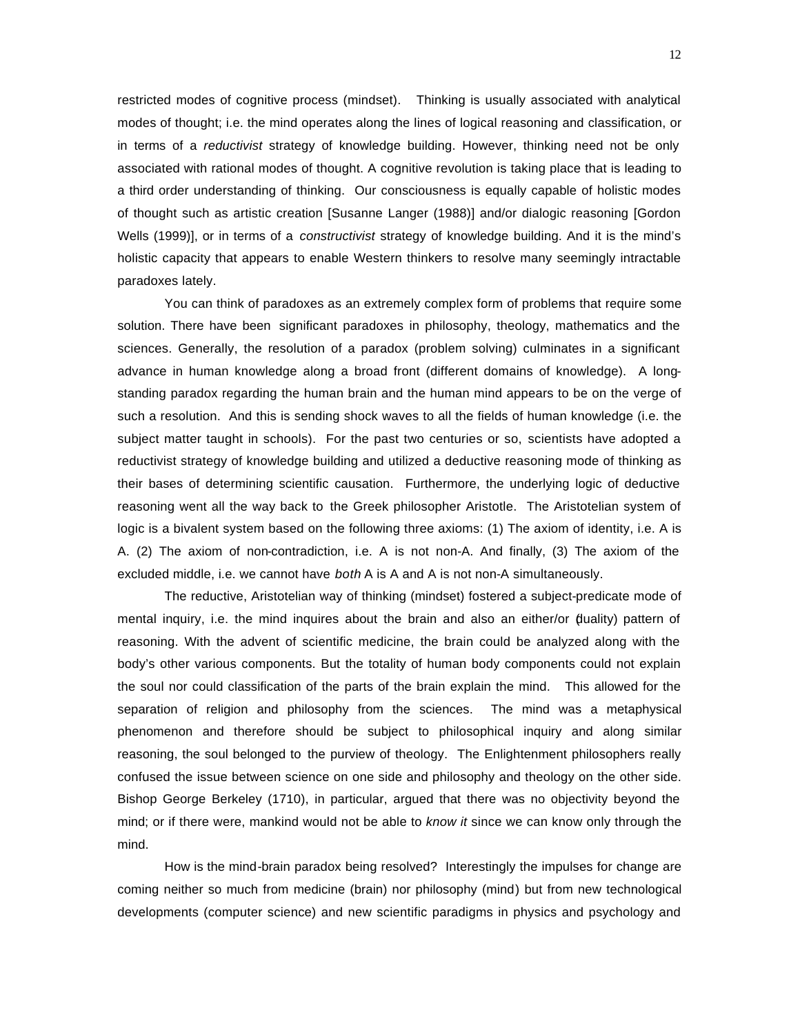restricted modes of cognitive process (mindset). Thinking is usually associated with analytical modes of thought; i.e. the mind operates along the lines of logical reasoning and classification, or in terms of a *reductivist* strategy of knowledge building. However, thinking need not be only associated with rational modes of thought. A cognitive revolution is taking place that is leading to a third order understanding of thinking. Our consciousness is equally capable of holistic modes of thought such as artistic creation [Susanne Langer (1988)] and/or dialogic reasoning [Gordon Wells (1999)], or in terms of a *constructivist* strategy of knowledge building. And it is the mind's holistic capacity that appears to enable Western thinkers to resolve many seemingly intractable paradoxes lately.

You can think of paradoxes as an extremely complex form of problems that require some solution. There have been significant paradoxes in philosophy, theology, mathematics and the sciences. Generally, the resolution of a paradox (problem solving) culminates in a significant advance in human knowledge along a broad front (different domains of knowledge). A long-standing paradox regarding the human brain and the human mind appears to be on the verge of such a resolution. And this is sending shock waves to all the fields of human knowledge (i.e. the subject matter taught in schools). For the past two centuries or so, scientists have adopted a reductivist strategy of knowledge building and utilized a deductive reasoning mode of thinking as their bases of determining scientific causation. Furthermore, the underlying logic of deductive reasoning went all the way back to the Greek philosopher Aristotle. The Aristotelian system of logic is a bivalent system based on the following three axioms: (1) The axiom of identity, i.e. A is A. (2) The axiom of non-contradiction, i.e. A is not non-A. And finally, (3) The axiom of the excluded middle, i.e. we cannot have *both* A is A and A is not non-A simultaneously.

The reductive, Aristotelian way of thinking (mindset) fostered a subject-predicate mode of mental inquiry, i.e. the mind inquires about the brain and also an either/or (duality) pattern of reasoning. With the advent of scientific medicine, the brain could be analyzed along with the body's other various components. But the totality of human body components could not explain the soul nor could classification of the parts of the brain explain the mind. This allowed for the separation of religion and philosophy from the sciences. The mind was a metaphysical phenomenon and therefore should be subject to philosophical inquiry and along similar reasoning, the soul belonged to the purview of theology. The Enlightenment philosophers really confused the issue between science on one side and philosophy and theology on the other side. Bishop George Berkeley (1710), in particular, argued that there was no objectivity beyond the mind; or if there were, mankind would not be able to *know it* since we can know only through the mind.

How is the mind-brain paradox being resolved? Interestingly the impulses for change are coming neither so much from medicine (brain) nor philosophy (mind) but from new technological developments (computer science) and new scientific paradigms in physics and psychology and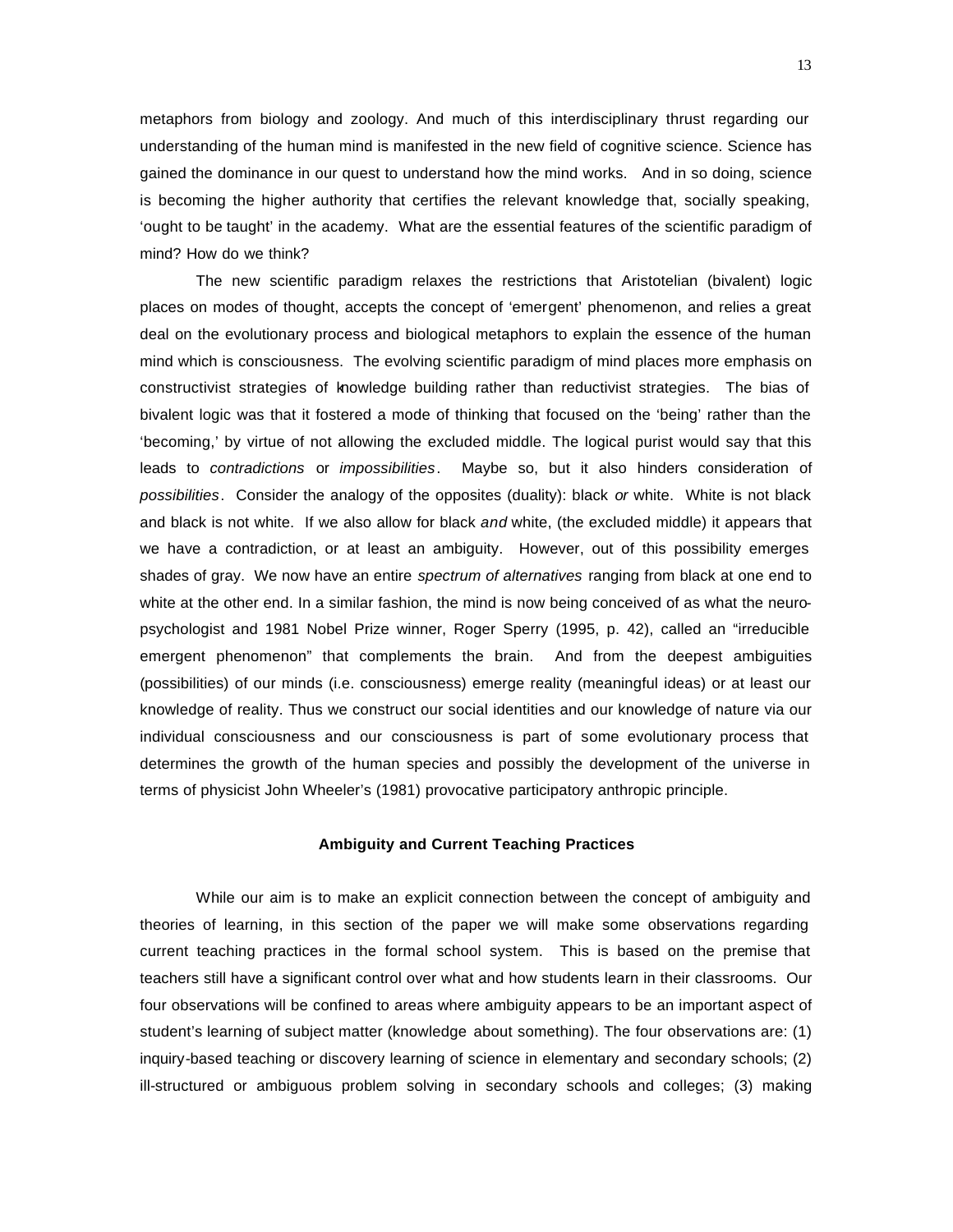metaphors from biology and zoology. And much of this interdisciplinary thrust regarding our understanding of the human mind is manifested in the new field of cognitive science. Science has gained the dominance in our quest to understand how the mind works. And in so doing, science is becoming the higher authority that certifies the relevant knowledge that, socially speaking, 'ought to be taught' in the academy. What are the essential features of the scientific paradigm of mind? How do we think?

The new scientific paradigm relaxes the restrictions that Aristotelian (bivalent) logic places on modes of thought, accepts the concept of 'emergent' phenomenon, and relies a great deal on the evolutionary process and biological metaphors to explain the essence of the human mind which is consciousness. The evolving scientific paradigm of mind places more emphasis on constructivist strategies of knowledge building rather than reductivist strategies. The bias of bivalent logic was that it fostered a mode of thinking that focused on the 'being' rather than the 'becoming,' by virtue of not allowing the excluded middle. The logical purist would say that this leads to *contradictions* or *impossibilities*. Maybe so, but it also hinders consideration of *possibilities*. Consider the analogy of the opposites (duality): black *or* white. White is not black and black is not white. If we also allow for black *and* white, (the excluded middle) it appears that we have a contradiction, or at least an ambiguity. However, out of this possibility emerges shades of gray. We now have an entire *spectrum of alternatives* ranging from black at one end to white at the other end. In a similar fashion, the mind is now being conceived of as what the neuro-psychologist and 1981 Nobel Prize winner, Roger Sperry (1995, p. 42), called an "irreducible emergent phenomenon" that complements the brain. And from the deepest ambiguities (possibilities) of our minds (i.e. consciousness) emerge reality (meaningful ideas) or at least our knowledge of reality. Thus we construct our social identities and our knowledge of nature via our individual consciousness and our consciousness is part of some evolutionary process that determines the growth of the human species and possibly the development of the universe in terms of physicist John Wheeler's (1981) provocative participatory anthropic principle.

## Ambiguity and Current Teaching Practices

While our aim is to make an explicit connection between the concept of ambiguity and theories of learning, in this section of the paper we will make some observations regarding current teaching practices in the formal school system. This is based on the premise that teachers still have a significant control over what and how students learn in their classrooms. Our four observations will be confined to areas where ambiguity appears to be an important aspect of student's learning of subject matter (knowledge about something). The four observations are: (1) inquiry-based teaching or discovery learning of science in elementary and secondary schools; (2) ill-structured or ambiguous problem solving in secondary schools and colleges; (3) making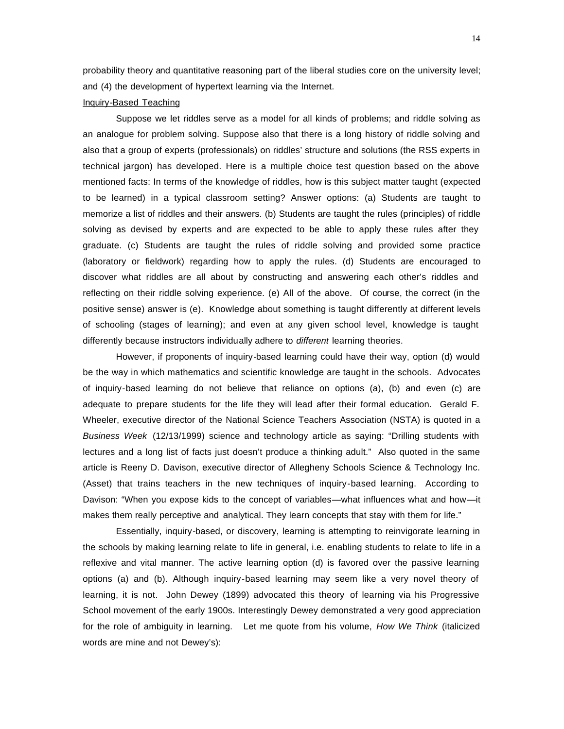probability theory and quantitative reasoning part of the liberal studies core on the university level; and (4) the development of hypertext learning via the Internet.

Inquiry-Based Teaching

Suppose we let riddles serve as a model for all kinds of problems; and riddle solving as an analogue for problem solving. Suppose also that there is a long history of riddle solving and also that a group of experts (professionals) on riddles' structure and solutions (the RSS experts in technical jargon) has developed. Here is a multiple choice test question based on the above mentioned facts: In terms of the knowledge of riddles, how is this subject matter taught (expected to be learned) in a typical classroom setting? Answer options: (a) Students are taught to memorize a list of riddles and their answers. (b) Students are taught the rules (principles) of riddle solving as devised by experts and are expected to be able to apply these rules after they graduate. (c) Students are taught the rules of riddle solving and provided some practice (laboratory or fieldwork) regarding how to apply the rules. (d) Students are encouraged to discover what riddles are all about by constructing and answering each other's riddles and reflecting on their riddle solving experience. (e) All of the above. Of course, the correct (in the positive sense) answer is (e). Knowledge about something is taught differently at different levels of schooling (stages of learning); and even at any given school level, knowledge is taught differently because instructors individually adhere to *different* learning theories.

However, if proponents of inquiry-based learning could have their way, option (d) would be the way in which mathematics and scientific knowledge are taught in the schools. Advocates of inquiry-based learning do not believe that reliance on options (a), (b) and even (c) are adequate to prepare students for the life they will lead after their formal education. Gerald F. Wheeler, executive director of the National Science Teachers Association (NSTA) is quoted in a *Business Week* (12/13/1999) science and technology article as saying: "Drilling students with lectures and a long list of facts just doesn't produce a thinking adult." Also quoted in the same article is Reeny D. Davison, executive director of Allegheny Schools Science & Technology Inc. (Asset) that trains teachers in the new techniques of inquiry-based learning. According to Davison: "When you expose kids to the concept of variables—what influences what and how—it makes them really perceptive and analytical. They learn concepts that stay with them for life."

Essentially, inquiry-based, or discovery, learning is attempting to reinvigorate learning in the schools by making learning relate to life in general, i.e. enabling students to relate to life in a reflexive and vital manner. The active learning option (d) is favored over the passive learning options (a) and (b). Although inquiry-based learning may seem like a very novel theory of learning, it is not. John Dewey (1899) advocated this theory of learning via his Progressive School movement of the early 1900s. Interestingly Dewey demonstrated a very good appreciation for the role of ambiguity in learning. Let me quote from his volume, *How We Think* (italicized words are mine and not Dewey's):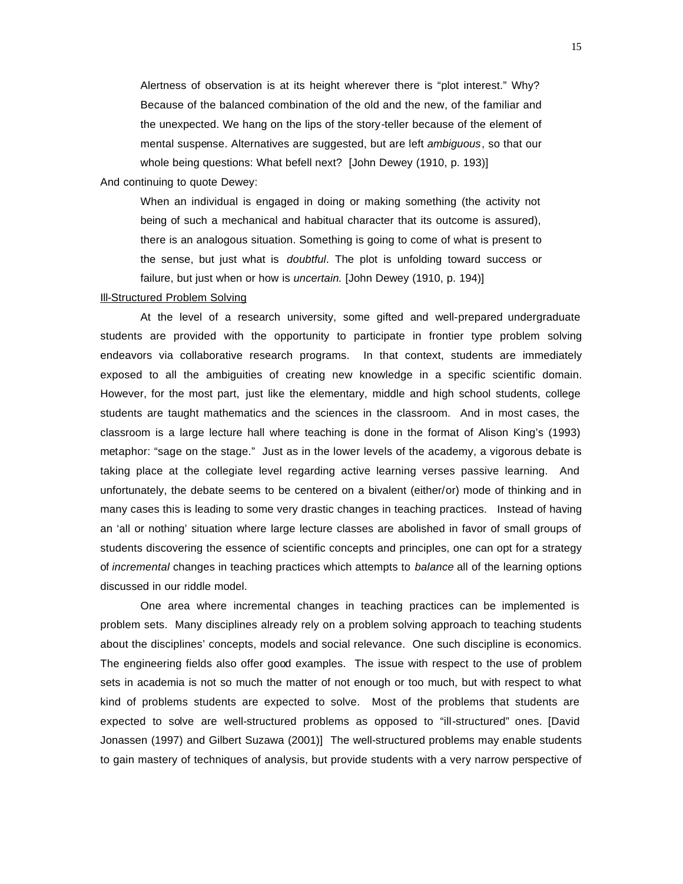> Alertness of observation is at its height wherever there is "plot interest." Why? Because of the balanced combination of the old and the new, of the familiar and the unexpected. We hang on the lips of the story-teller because of the element of mental suspense. Alternatives are suggested, but are left *ambiguous*, so that our whole being questions: What befell next? [John Dewey (1910, p. 193)]

And continuing to quote Dewey:

> When an individual is engaged in doing or making something (the activity not being of such a mechanical and habitual character that its outcome is assured), there is an analogous situation. Something is going to come of what is present to the sense, but just what is *doubtful*. The plot is unfolding toward success or failure, but just when or how is *uncertain.* [John Dewey (1910, p. 194)]

<u>Ill-Structured Problem Solving</u>

At the level of a research university, some gifted and well-prepared undergraduate students are provided with the opportunity to participate in frontier type problem solving endeavors via collaborative research programs. In that context, students are immediately exposed to all the ambiguities of creating new knowledge in a specific scientific domain. However, for the most part, just like the elementary, middle and high school students, college students are taught mathematics and the sciences in the classroom. And in most cases, the classroom is a large lecture hall where teaching is done in the format of Alison King's (1993) metaphor: "sage on the stage." Just as in the lower levels of the academy, a vigorous debate is taking place at the collegiate level regarding active learning verses passive learning. And unfortunately, the debate seems to be centered on a bivalent (either/or) mode of thinking and in many cases this is leading to some very drastic changes in teaching practices. Instead of having an 'all or nothing' situation where large lecture classes are abolished in favor of small groups of students discovering the essence of scientific concepts and principles, one can opt for a strategy of *incremental* changes in teaching practices which attempts to *balance* all of the learning options discussed in our riddle model.

One area where incremental changes in teaching practices can be implemented is problem sets. Many disciplines already rely on a problem solving approach to teaching students about the disciplines' concepts, models and social relevance. One such discipline is economics. The engineering fields also offer good examples. The issue with respect to the use of problem sets in academia is not so much the matter of not enough or too much, but with respect to what kind of problems students are expected to solve. Most of the problems that students are expected to solve are well-structured problems as opposed to "ill-structured" ones. [David Jonassen (1997) and Gilbert Suzawa (2001)] The well-structured problems may enable students to gain mastery of techniques of analysis, but provide students with a very narrow perspective of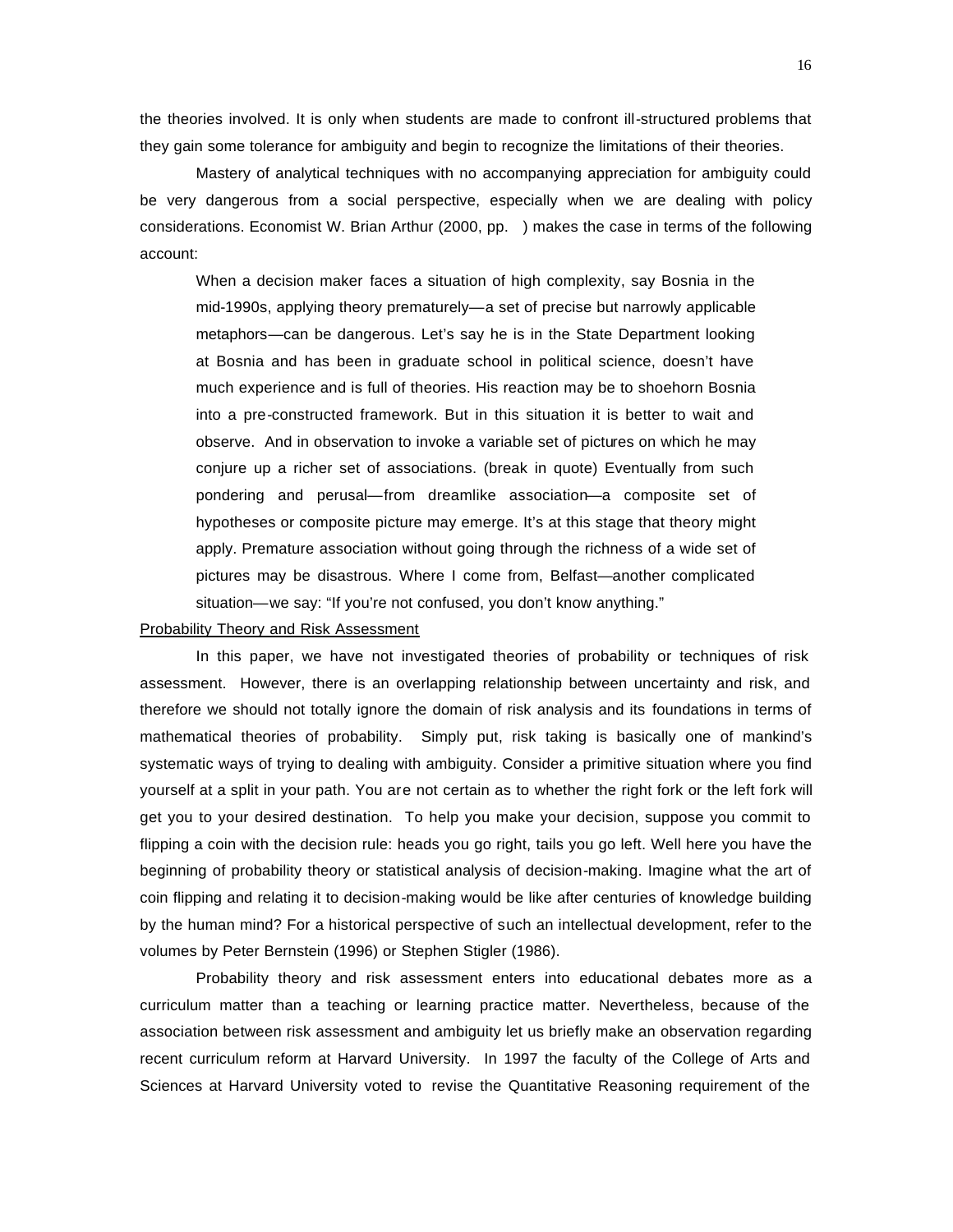the theories involved. It is only when students are made to confront ill-structured problems that they gain some tolerance for ambiguity and begin to recognize the limitations of their theories.

Mastery of analytical techniques with no accompanying appreciation for ambiguity could be very dangerous from a social perspective, especially when we are dealing with policy considerations. Economist W. Brian Arthur (2000, pp. ) makes the case in terms of the following account:

> When a decision maker faces a situation of high complexity, say Bosnia in the mid-1990s, applying theory prematurely—a set of precise but narrowly applicable metaphors—can be dangerous. Let's say he is in the State Department looking at Bosnia and has been in graduate school in political science, doesn't have much experience and is full of theories. His reaction may be to shoehorn Bosnia into a pre-constructed framework. But in this situation it is better to wait and observe. And in observation to invoke a variable set of pictures on which he may conjure up a richer set of associations. (break in quote) Eventually from such pondering and perusal—from dreamlike association—a composite set of hypotheses or composite picture may emerge. It's at this stage that theory might apply. Premature association without going through the richness of a wide set of pictures may be disastrous. Where I come from, Belfast—another complicated situation—we say: "If you're not confused, you don't know anything."

Probability Theory and Risk Assessment

In this paper, we have not investigated theories of probability or techniques of risk assessment. However, there is an overlapping relationship between uncertainty and risk, and therefore we should not totally ignore the domain of risk analysis and its foundations in terms of mathematical theories of probability. Simply put, risk taking is basically one of mankind's systematic ways of trying to dealing with ambiguity. Consider a primitive situation where you find yourself at a split in your path. You are not certain as to whether the right fork or the left fork will get you to your desired destination. To help you make your decision, suppose you commit to flipping a coin with the decision rule: heads you go right, tails you go left. Well here you have the beginning of probability theory or statistical analysis of decision-making. Imagine what the art of coin flipping and relating it to decision-making would be like after centuries of knowledge building by the human mind? For a historical perspective of such an intellectual development, refer to the volumes by Peter Bernstein (1996) or Stephen Stigler (1986).

Probability theory and risk assessment enters into educational debates more as a curriculum matter than a teaching or learning practice matter. Nevertheless, because of the association between risk assessment and ambiguity let us briefly make an observation regarding recent curriculum reform at Harvard University. In 1997 the faculty of the College of Arts and Sciences at Harvard University voted to revise the Quantitative Reasoning requirement of the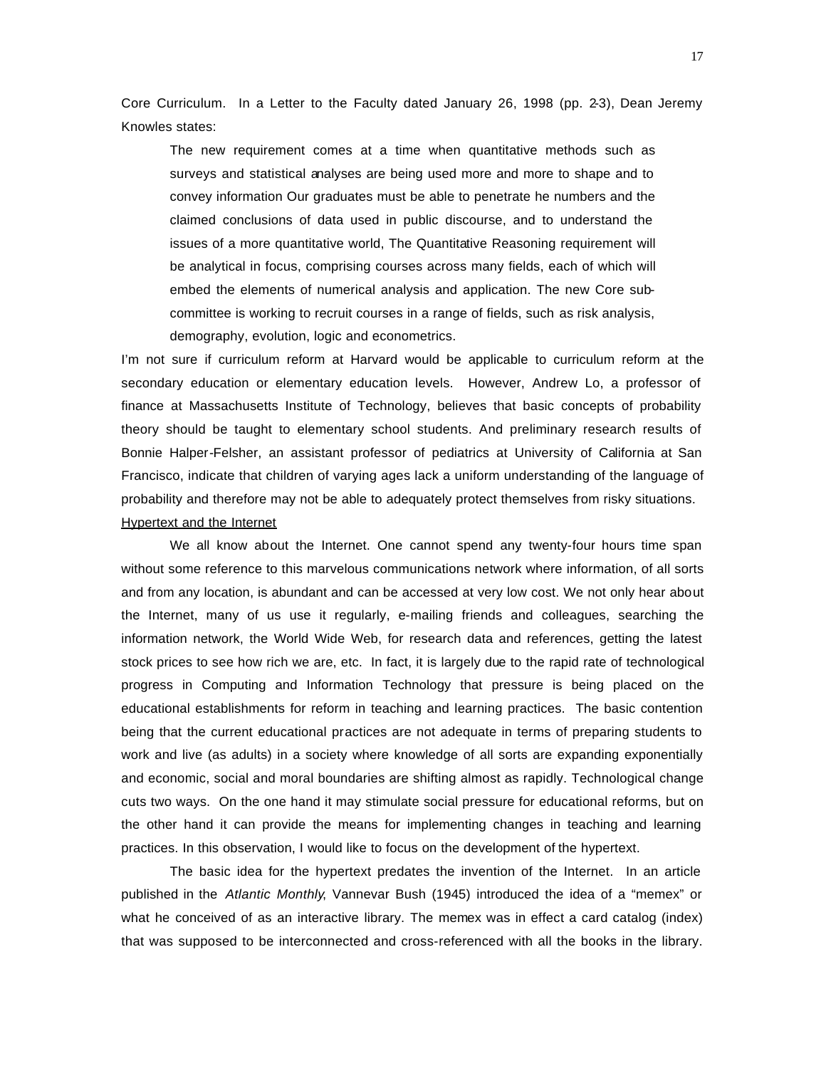Core Curriculum. In a Letter to the Faculty dated January 26, 1998 (pp. 2-3), Dean Jeremy Knowles states:

> The new requirement comes at a time when quantitative methods such as surveys and statistical analyses are being used more and more to shape and to convey information Our graduates must be able to penetrate he numbers and the claimed conclusions of data used in public discourse, and to understand the issues of a more quantitative world, The Quantitative Reasoning requirement will be analytical in focus, comprising courses across many fields, each of which will embed the elements of numerical analysis and application. The new Core sub-committee is working to recruit courses in a range of fields, such as risk analysis, demography, evolution, logic and econometrics.

I'm not sure if curriculum reform at Harvard would be applicable to curriculum reform at the secondary education or elementary education levels. However, Andrew Lo, a professor of finance at Massachusetts Institute of Technology, believes that basic concepts of probability theory should be taught to elementary school students. And preliminary research results of Bonnie Halper-Felsher, an assistant professor of pediatrics at University of California at San Francisco, indicate that children of varying ages lack a uniform understanding of the language of probability and therefore may not be able to adequately protect themselves from risky situations.

Hypertext and the Internet

We all know about the Internet. One cannot spend any twenty-four hours time span without some reference to this marvelous communications network where information, of all sorts and from any location, is abundant and can be accessed at very low cost. We not only hear about the Internet, many of us use it regularly, e-mailing friends and colleagues, searching the information network, the World Wide Web, for research data and references, getting the latest stock prices to see how rich we are, etc. In fact, it is largely due to the rapid rate of technological progress in Computing and Information Technology that pressure is being placed on the educational establishments for reform in teaching and learning practices. The basic contention being that the current educational practices are not adequate in terms of preparing students to work and live (as adults) in a society where knowledge of all sorts are expanding exponentially and economic, social and moral boundaries are shifting almost as rapidly. Technological change cuts two ways. On the one hand it may stimulate social pressure for educational reforms, but on the other hand it can provide the means for implementing changes in teaching and learning practices. In this observation, I would like to focus on the development of the hypertext.

The basic idea for the hypertext predates the invention of the Internet. In an article published in the *Atlantic Monthly*, Vannevar Bush (1945) introduced the idea of a "memex" or what he conceived of as an interactive library. The memex was in effect a card catalog (index) that was supposed to be interconnected and cross-referenced with all the books in the library.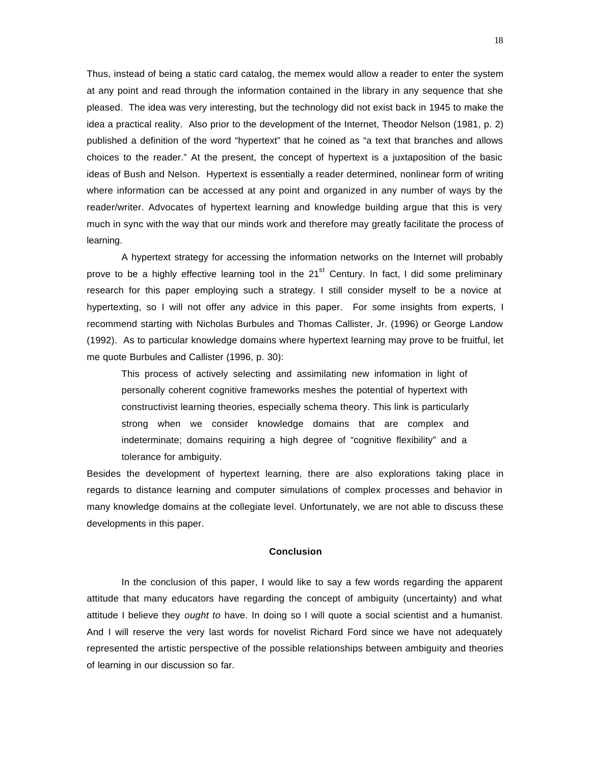Thus, instead of being a static card catalog, the memex would allow a reader to enter the system at any point and read through the information contained in the library in any sequence that she pleased. The idea was very interesting, but the technology did not exist back in 1945 to make the idea a practical reality. Also prior to the development of the Internet, Theodor Nelson (1981, p. 2) published a definition of the word "hypertext" that he coined as "a text that branches and allows choices to the reader." At the present, the concept of hypertext is a juxtaposition of the basic ideas of Bush and Nelson. Hypertext is essentially a reader determined, nonlinear form of writing where information can be accessed at any point and organized in any number of ways by the reader/writer. Advocates of hypertext learning and knowledge building argue that this is very much in sync with the way that our minds work and therefore may greatly facilitate the process of learning.

A hypertext strategy for accessing the information networks on the Internet will probably prove to be a highly effective learning tool in the 21st Century. In fact, I did some preliminary research for this paper employing such a strategy. I still consider myself to be a novice at hypertexting, so I will not offer any advice in this paper. For some insights from experts, I recommend starting with Nicholas Burbules and Thomas Callister, Jr. (1996) or George Landow (1992). As to particular knowledge domains where hypertext learning may prove to be fruitful, let me quote Burbules and Callister (1996, p. 30):

> This process of actively selecting and assimilating new information in light of personally coherent cognitive frameworks meshes the potential of hypertext with constructivist learning theories, especially schema theory. This link is particularly strong when we consider knowledge domains that are complex and indeterminate; domains requiring a high degree of "cognitive flexibility" and a tolerance for ambiguity.

Besides the development of hypertext learning, there are also explorations taking place in regards to distance learning and computer simulations of complex processes and behavior in many knowledge domains at the collegiate level. Unfortunately, we are not able to discuss these developments in this paper.

## Conclusion

In the conclusion of this paper, I would like to say a few words regarding the apparent attitude that many educators have regarding the concept of ambiguity (uncertainty) and what attitude I believe they *ought to* have. In doing so I will quote a social scientist and a humanist. And I will reserve the very last words for novelist Richard Ford since we have not adequately represented the artistic perspective of the possible relationships between ambiguity and theories of learning in our discussion so far.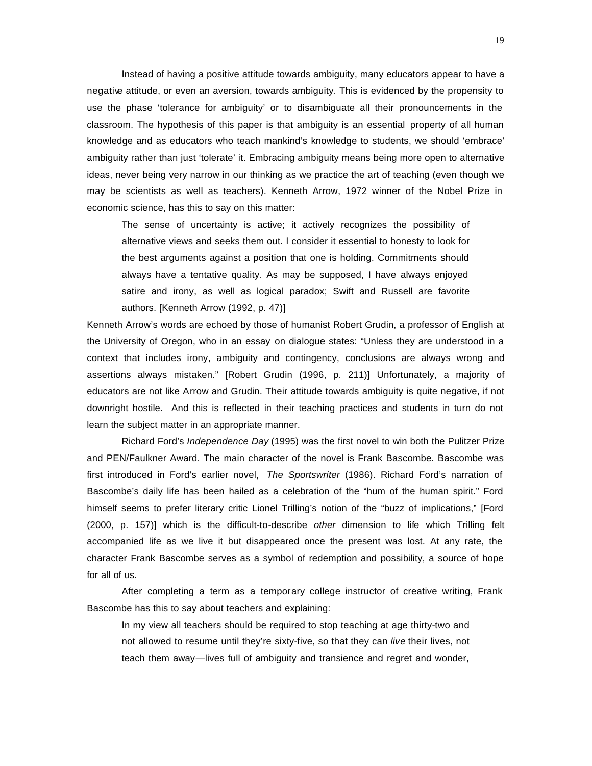Instead of having a positive attitude towards ambiguity, many educators appear to have a negative attitude, or even an aversion, towards ambiguity. This is evidenced by the propensity to use the phase 'tolerance for ambiguity' or to disambiguate all their pronouncements in the classroom. The hypothesis of this paper is that ambiguity is an essential property of all human knowledge and as educators who teach mankind's knowledge to students, we should 'embrace' ambiguity rather than just 'tolerate' it. Embracing ambiguity means being more open to alternative ideas, never being very narrow in our thinking as we practice the art of teaching (even though we may be scientists as well as teachers). Kenneth Arrow, 1972 winner of the Nobel Prize in economic science, has this to say on this matter:

> The sense of uncertainty is active; it actively recognizes the possibility of alternative views and seeks them out. I consider it essential to honesty to look for the best arguments against a position that one is holding. Commitments should always have a tentative quality. As may be supposed, I have always enjoyed satire and irony, as well as logical paradox; Swift and Russell are favorite authors. [Kenneth Arrow (1992, p. 47)]

Kenneth Arrow's words are echoed by those of humanist Robert Grudin, a professor of English at the University of Oregon, who in an essay on dialogue states: "Unless they are understood in a context that includes irony, ambiguity and contingency, conclusions are always wrong and assertions always mistaken." [Robert Grudin (1996, p. 211)] Unfortunately, a majority of educators are not like Arrow and Grudin. Their attitude towards ambiguity is quite negative, if not downright hostile. And this is reflected in their teaching practices and students in turn do not learn the subject matter in an appropriate manner.

Richard Ford's *Independence Day* (1995) was the first novel to win both the Pulitzer Prize and PEN/Faulkner Award. The main character of the novel is Frank Bascombe. Bascombe was first introduced in Ford's earlier novel, *The Sportswriter* (1986). Richard Ford's narration of Bascombe's daily life has been hailed as a celebration of the "hum of the human spirit." Ford himself seems to prefer literary critic Lionel Trilling's notion of the "buzz of implications," [Ford (2000, p. 157)] which is the difficult-to-describe *other* dimension to life which Trilling felt accompanied life as we live it but disappeared once the present was lost. At any rate, the character Frank Bascombe serves as a symbol of redemption and possibility, a source of hope for all of us.

After completing a term as a temporary college instructor of creative writing, Frank Bascombe has this to say about teachers and explaining:

> In my view all teachers should be required to stop teaching at age thirty-two and not allowed to resume until they're sixty-five, so that they can *live* their lives, not teach them away—lives full of ambiguity and transience and regret and wonder,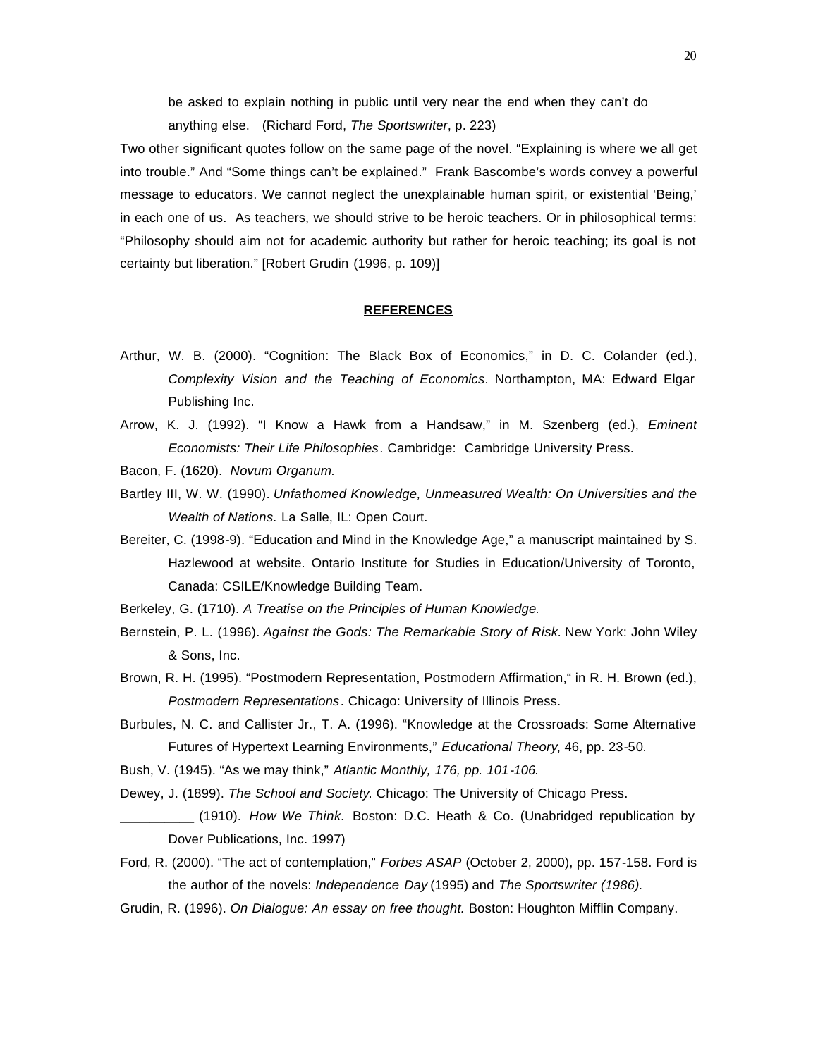be asked to explain nothing in public until very near the end when they can't do anything else. (Richard Ford, *The Sportswriter*, p. 223)

Two other significant quotes follow on the same page of the novel. "Explaining is where we all get into trouble." And "Some things can't be explained." Frank Bascombe's words convey a powerful message to educators. We cannot neglect the unexplainable human spirit, or existential 'Being,' in each one of us. As teachers, we should strive to be heroic teachers. Or in philosophical terms: "Philosophy should aim not for academic authority but rather for heroic teaching; its goal is not certainty but liberation." [Robert Grudin (1996, p. 109)]

## REFERENCES

Arthur, W. B. (2000). "Cognition: The Black Box of Economics," in D. C. Colander (ed.), *Complexity Vision and the Teaching of Economics*. Northampton, MA: Edward Elgar Publishing Inc.

Arrow, K. J. (1992). "I Know a Hawk from a Handsaw," in M. Szenberg (ed.), *Eminent Economists: Their Life Philosophies*. Cambridge: Cambridge University Press.

Bacon, F. (1620). *Novum Organum.*

Bartley III, W. W. (1990). *Unfathomed Knowledge, Unmeasured Wealth: On Universities and the Wealth of Nations.* La Salle, IL: Open Court.

Bereiter, C. (1998-9). "Education and Mind in the Knowledge Age," a manuscript maintained by S. Hazlewood at website. Ontario Institute for Studies in Education/University of Toronto, Canada: CSILE/Knowledge Building Team.

Berkeley, G. (1710). *A Treatise on the Principles of Human Knowledge.*

Bernstein, P. L. (1996). *Against the Gods: The Remarkable Story of Risk.* New York: John Wiley & Sons, Inc.

Brown, R. H. (1995). "Postmodern Representation, Postmodern Affirmation," in R. H. Brown (ed.), *Postmodern Representations*. Chicago: University of Illinois Press.

Burbules, N. C. and Callister Jr., T. A. (1996). "Knowledge at the Crossroads: Some Alternative Futures of Hypertext Learning Environments," *Educational Theory*, 46, pp. 23-50.

Bush, V. (1945). "As we may think," *Atlantic Monthly, 176, pp. 101-106.*

Dewey, J. (1899). *The School and Society.* Chicago: The University of Chicago Press.

__________ (1910). *How We Think.* Boston: D.C. Heath & Co. (Unabridged republication by Dover Publications, Inc. 1997)

Ford, R. (2000). "The act of contemplation," *Forbes ASAP* (October 2, 2000), pp. 157-158. Ford is the author of the novels: *Independence Day* (1995) and *The Sportswriter (1986).*

Grudin, R. (1996). *On Dialogue: An essay on free thought.* Boston: Houghton Mifflin Company.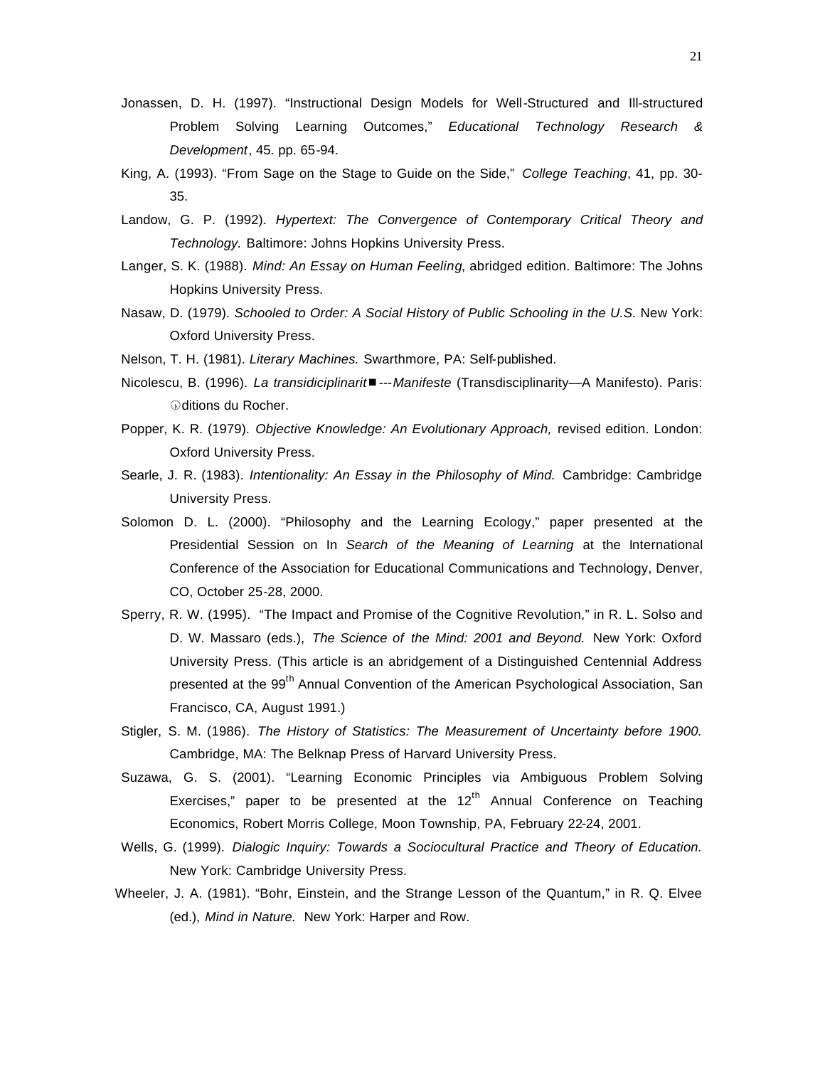Jonassen, D. H. (1997). "Instructional Design Models for Well-Structured and Ill-structured Problem Solving Learning Outcomes," *Educational Technology Research & Development*, 45. pp. 65-94.

King, A. (1993). "From Sage on the Stage to Guide on the Side," *College Teaching*, 41, pp. 30-35.

Landow, G. P. (1992). *Hypertext: The Convergence of Contemporary Critical Theory and Technology.* Baltimore: Johns Hopkins University Press.

Langer, S. K. (1988). *Mind: An Essay on Human Feeling*, abridged edition. Baltimore: The Johns Hopkins University Press.

Nasaw, D. (1979). *Schooled to Order: A Social History of Public Schooling in the U.S.* New York: Oxford University Press.

Nelson, T. H. (1981). *Literary Machines.* Swarthmore, PA: Self-published.

Nicolescu, B. (1996). *La transidiciplinarit■---Manifeste* (Transdisciplinarity—A Manifesto). Paris: ditions du Rocher.

Popper, K. R. (1979). *Objective Knowledge: An Evolutionary Approach,* revised edition. London: Oxford University Press.

Searle, J. R. (1983). *Intentionality: An Essay in the Philosophy of Mind.* Cambridge: Cambridge University Press.

Solomon D. L. (2000). "Philosophy and the Learning Ecology," paper presented at the Presidential Session on In *Search of the Meaning of Learning* at the International Conference of the Association for Educational Communications and Technology, Denver, CO, October 25-28, 2000.

Sperry, R. W. (1995). "The Impact and Promise of the Cognitive Revolution," in R. L. Solso and D. W. Massaro (eds.), *The Science of the Mind: 2001 and Beyond.* New York: Oxford University Press. (This article is an abridgement of a Distinguished Centennial Address presented at the 99th Annual Convention of the American Psychological Association, San Francisco, CA, August 1991.)

Stigler, S. M. (1986). *The History of Statistics: The Measurement of Uncertainty before 1900.* Cambridge, MA: The Belknap Press of Harvard University Press.

Suzawa, G. S. (2001). "Learning Economic Principles via Ambiguous Problem Solving Exercises," paper to be presented at the 12th Annual Conference on Teaching Economics, Robert Morris College, Moon Township, PA, February 22-24, 2001.

Wells, G. (1999). *Dialogic Inquiry: Towards a Sociocultural Practice and Theory of Education.* New York: Cambridge University Press.

Wheeler, J. A. (1981). "Bohr, Einstein, and the Strange Lesson of the Quantum," in R. Q. Elvee (ed.), *Mind in Nature.* New York: Harper and Row.